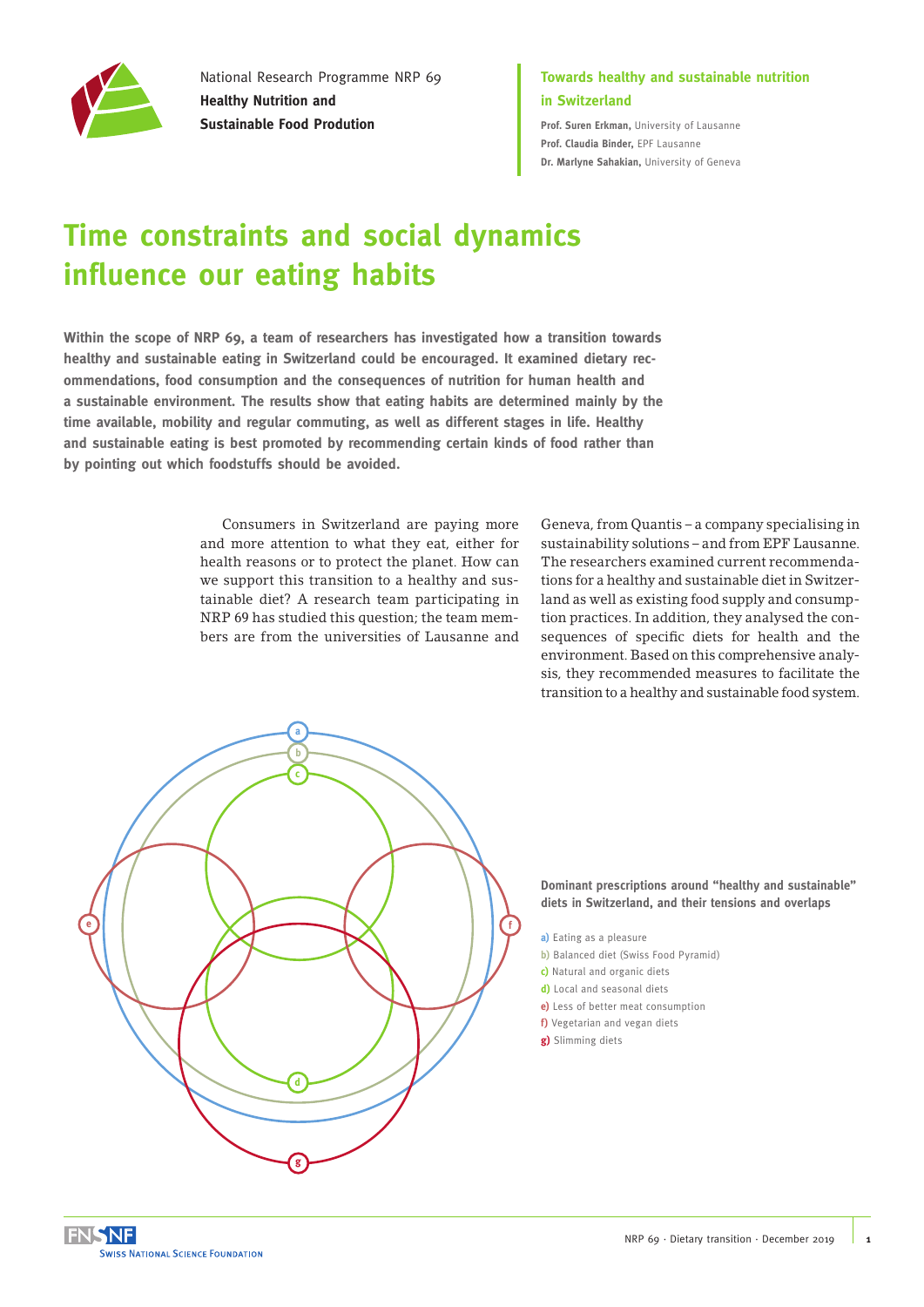National Research Programme NRP 69
**Healthy Nutrition and Sustainable Food Prodution**

**Towards healthy and sustainable nutrition in Switzerland**

**Prof. Suren Erkman,** University of Lausanne
**Prof. Claudia Binder,** EPF Lausanne
**Dr. Marlyne Sahakian,** University of Geneva

# Time constraints and social dynamics influence our eating habits

**Within the scope of NRP 69, a team of researchers has investigated how a transition towards healthy and sustainable eating in Switzerland could be encouraged. It examined dietary recommendations, food consumption and the consequences of nutrition for human health and a sustainable environment. The results show that eating habits are determined mainly by the time available, mobility and regular commuting, as well as different stages in life. Healthy and sustainable eating is best promoted by recommending certain kinds of food rather than by pointing out which foodstuffs should be avoided.**

Consumers in Switzerland are paying more and more attention to what they eat, either for health reasons or to protect the planet. How can we support this transition to a healthy and sustainable diet? A research team participating in NRP 69 has studied this question; the team members are from the universities of Lausanne and Geneva, from Quantis – a company specialising in sustainability solutions – and from EPF Lausanne. The researchers examined current recommendations for a healthy and sustainable diet in Switzerland as well as existing food supply and consumption practices. In addition, they analysed the consequences of specific diets for health and the environment. Based on this comprehensive analysis, they recommended measures to facilitate the transition to a healthy and sustainable food system.

**Dominant prescriptions around "healthy and sustainable" diets in Switzerland, and their tensions and overlaps**

- **a)** Eating as a pleasure
- **b)** Balanced diet (Swiss Food Pyramid)
- **c)** Natural and organic diets
- **d)** Local and seasonal diets
- **e)** Less of better meat consumption
- **f)** Vegetarian and vegan diets
- **g)** Slimming diets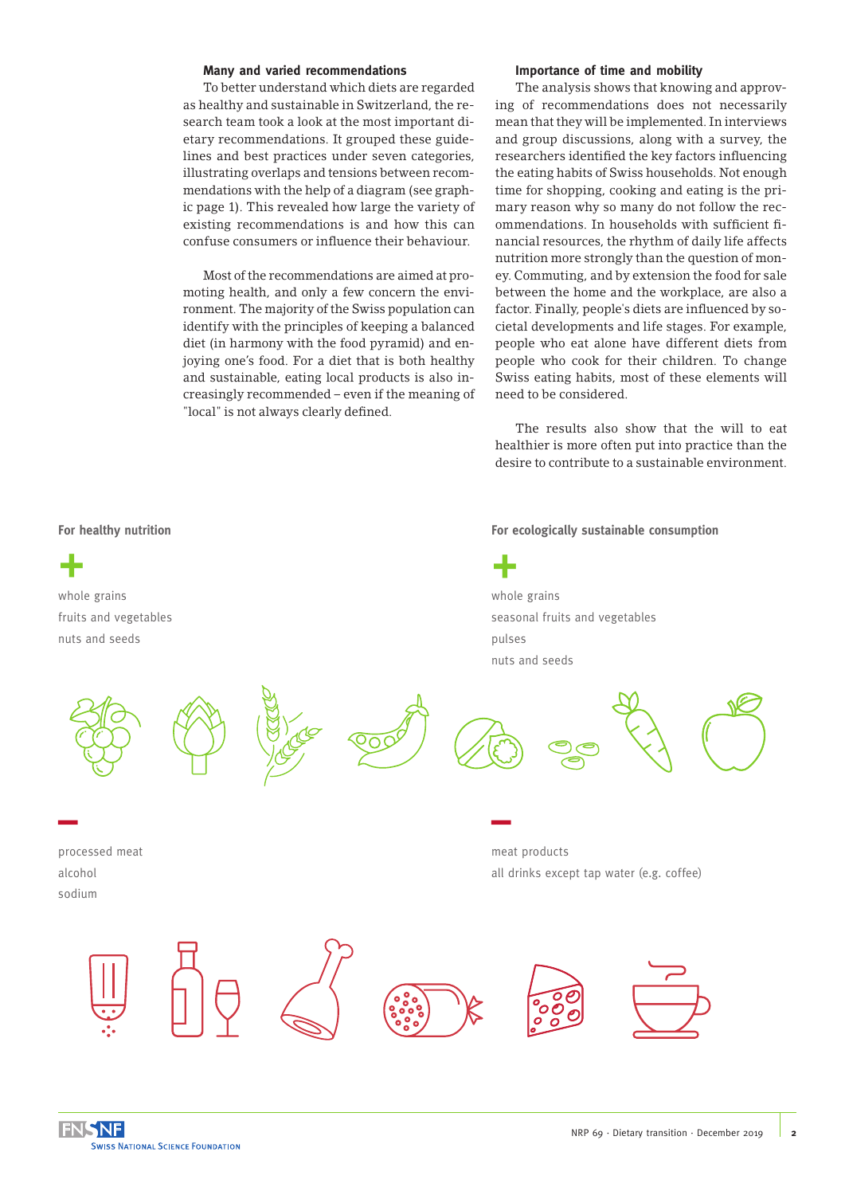### Many and varied recommendations

To better understand which diets are regarded as healthy and sustainable in Switzerland, the research team took a look at the most important dietary recommendations. It grouped these guidelines and best practices under seven categories, illustrating overlaps and tensions between recommendations with the help of a diagram (see graphic page 1). This revealed how large the variety of existing recommendations is and how this can confuse consumers or influence their behaviour.

Most of the recommendations are aimed at promoting health, and only a few concern the environment. The majority of the Swiss population can identify with the principles of keeping a balanced diet (in harmony with the food pyramid) and enjoying one's food. For a diet that is both healthy and sustainable, eating local products is also increasingly recommended – even if the meaning of "local" is not always clearly defined.

### Importance of time and mobility

The analysis shows that knowing and approving of recommendations does not necessarily mean that they will be implemented. In interviews and group discussions, along with a survey, the researchers identified the key factors influencing the eating habits of Swiss households. Not enough time for shopping, cooking and eating is the primary reason why so many do not follow the recommendations. In households with sufficient financial resources, the rhythm of daily life affects nutrition more strongly than the question of money. Commuting, and by extension the food for sale between the home and the workplace, are also a factor. Finally, people's diets are influenced by societal developments and life stages. For example, people who eat alone have different diets from people who cook for their children. To change Swiss eating habits, most of these elements will need to be considered.

The results also show that the will to eat healthier is more often put into practice than the desire to contribute to a sustainable environment.

**For healthy nutrition**

+

- whole grains
- fruits and vegetables
- nuts and seeds

–

- processed meat
- alcohol
- sodium

**For ecologically sustainable consumption**

+

- whole grains
- seasonal fruits and vegetables
- pulses
- nuts and seeds

–

- meat products
- all drinks except tap water (e.g. coffee)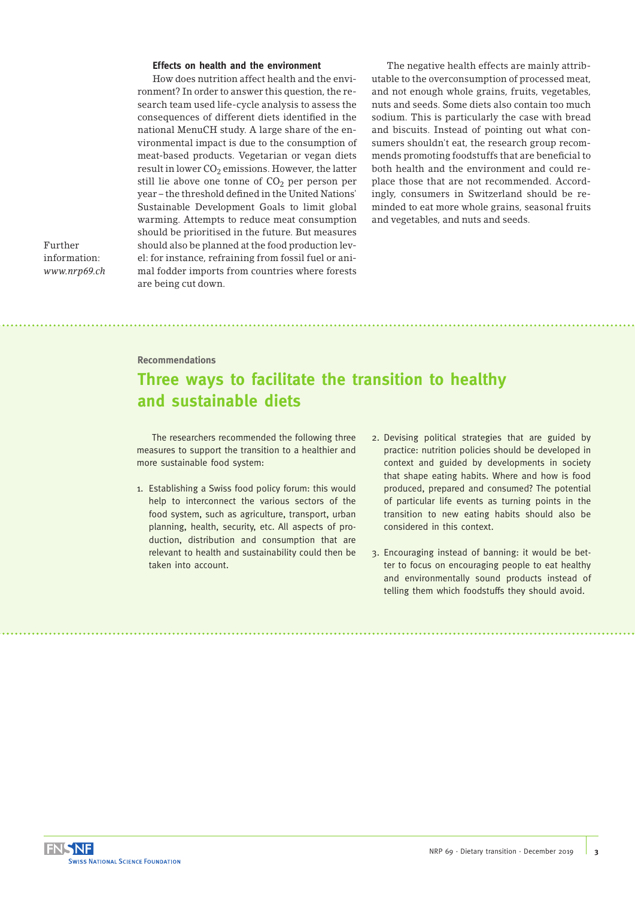### Effects on health and the environment

How does nutrition affect health and the environment? In order to answer this question, the research team used life-cycle analysis to assess the consequences of different diets identified in the national MenuCH study. A large share of the environmental impact is due to the consumption of meat-based products. Vegetarian or vegan diets result in lower $CO_2$ emissions. However, the latter still lie above one tonne of $CO_2$ per person per year – the threshold defined in the United Nations' Sustainable Development Goals to limit global warming. Attempts to reduce meat consumption should be prioritised in the future. But measures should also be planned at the food production level: for instance, refraining from fossil fuel or animal fodder imports from countries where forests are being cut down.

The negative health effects are mainly attributable to the overconsumption of processed meat, and not enough whole grains, fruits, vegetables, nuts and seeds. Some diets also contain too much sodium. This is particularly the case with bread and biscuits. Instead of pointing out what consumers shouldn't eat, the research group recommends promoting foodstuffs that are beneficial to both health and the environment and could replace those that are not recommended. Accordingly, consumers in Switzerland should be reminded to eat more whole grains, seasonal fruits and vegetables, and nuts and seeds.

Further information: *www.nrp69.ch*

**Recommendations**

## Three ways to facilitate the transition to healthy and sustainable diets

The researchers recommended the following three measures to support the transition to a healthier and more sustainable food system:

1. Establishing a Swiss food policy forum: this would help to interconnect the various sectors of the food system, such as agriculture, transport, urban planning, health, security, etc. All aspects of production, distribution and consumption that are relevant to health and sustainability could then be taken into account.
2. Devising political strategies that are guided by practice: nutrition policies should be developed in context and guided by developments in society that shape eating habits. Where and how is food produced, prepared and consumed? The potential of particular life events as turning points in the transition to new eating habits should also be considered in this context.
3. Encouraging instead of banning: it would be better to focus on encouraging people to eat healthy and environmentally sound products instead of telling them which foodstuffs they should avoid.